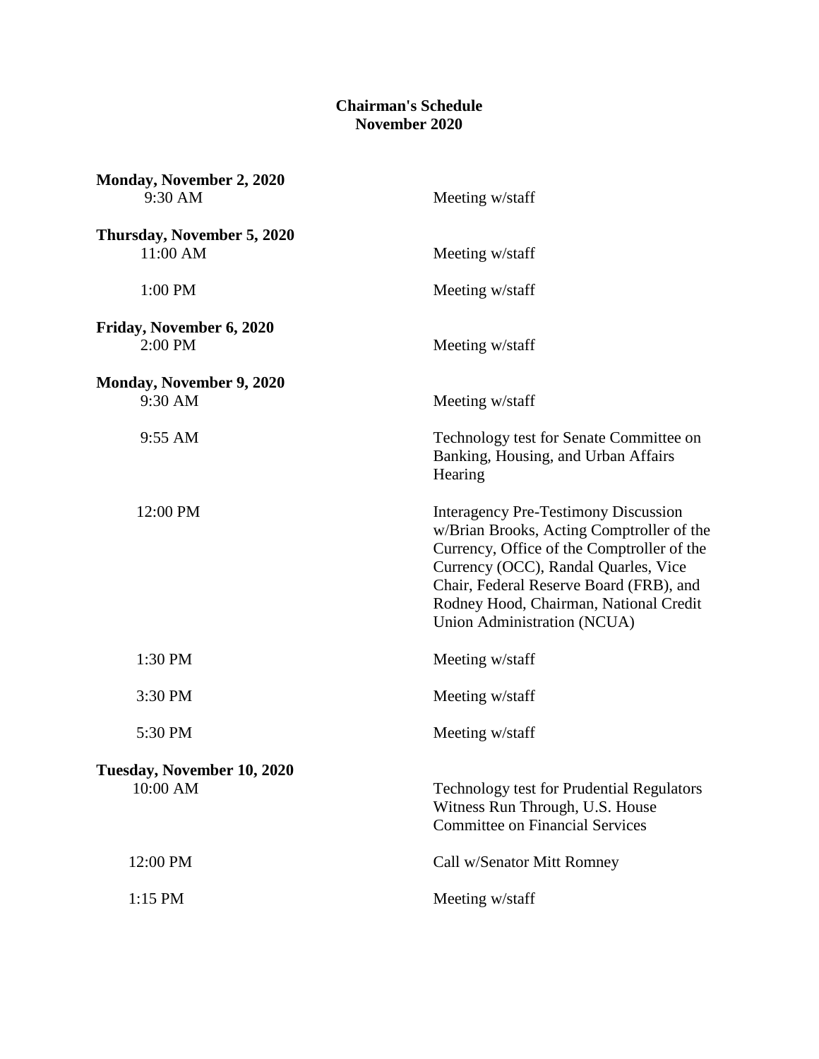**Chairman's Schedule**
**November 2020**

**Monday, November 2, 2020**

| | |
|---|---|
| 9:30 AM | Meeting w/staff |

**Thursday, November 5, 2020**

| | |
|---|---|
| 11:00 AM | Meeting w/staff |
| 1:00 PM | Meeting w/staff |

**Friday, November 6, 2020**

| | |
|---|---|
| 2:00 PM | Meeting w/staff |

**Monday, November 9, 2020**

| | |
|---|---|
| 9:30 AM | Meeting w/staff |
| 9:55 AM | Technology test for Senate Committee on Banking, Housing, and Urban Affairs Hearing |
| 12:00 PM | Interagency Pre-Testimony Discussion w/Brian Brooks, Acting Comptroller of the Currency, Office of the Comptroller of the Currency (OCC), Randal Quarles, Vice Chair, Federal Reserve Board (FRB), and Rodney Hood, Chairman, National Credit Union Administration (NCUA) |
| 1:30 PM | Meeting w/staff |
| 3:30 PM | Meeting w/staff |
| 5:30 PM | Meeting w/staff |

**Tuesday, November 10, 2020**

| | |
|---|---|
| 10:00 AM | Technology test for Prudential Regulators Witness Run Through, U.S. House Committee on Financial Services |
| 12:00 PM | Call w/Senator Mitt Romney |
| 1:15 PM | Meeting w/staff |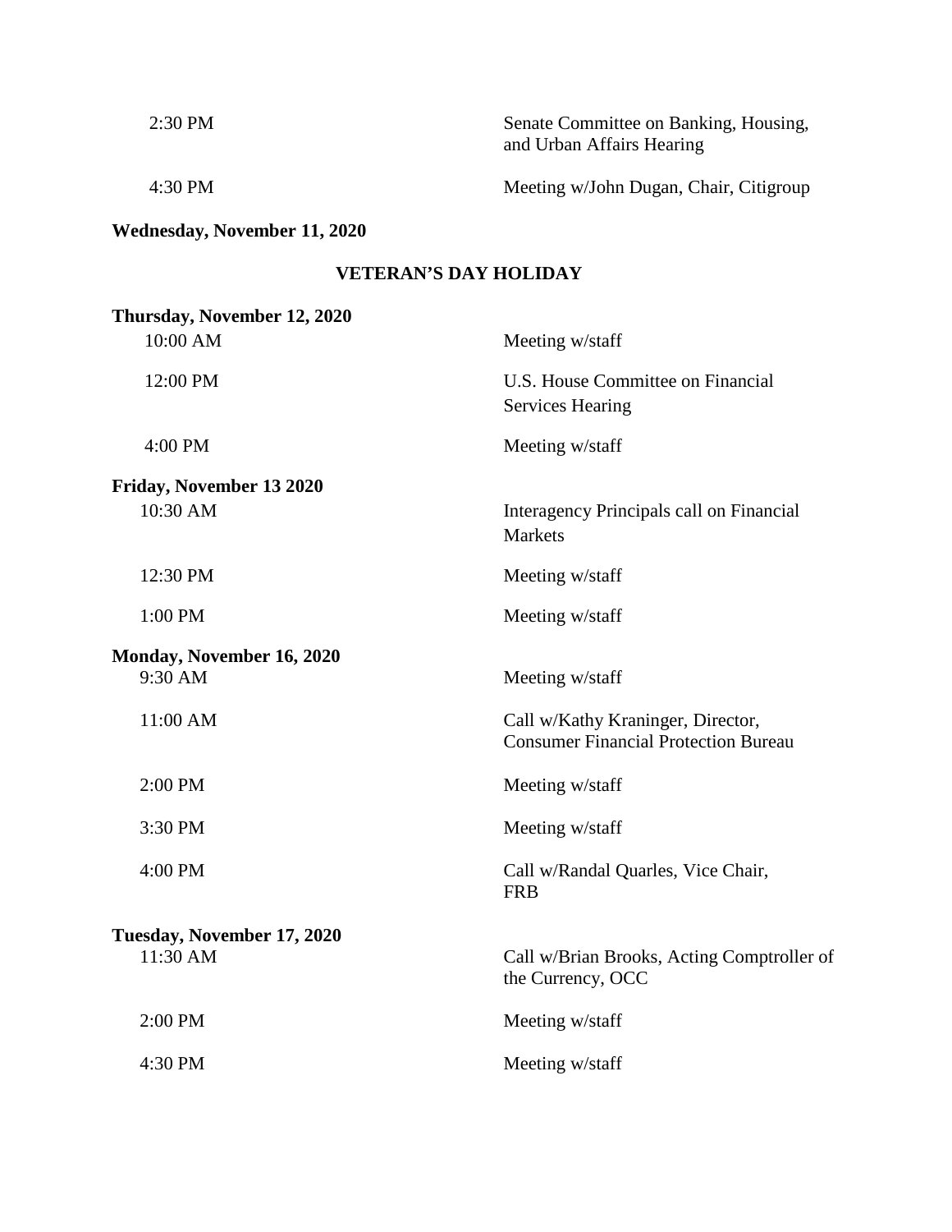| | |
|---|---|
| 2:30 PM | Senate Committee on Banking, Housing, and Urban Affairs Hearing |
| 4:30 PM | Meeting w/John Dugan, Chair, Citigroup |

**Wednesday, November 11, 2020**

**VETERAN'S DAY HOLIDAY**

**Thursday, November 12, 2020**

| | |
|---|---|
| 10:00 AM | Meeting w/staff |
| 12:00 PM | U.S. House Committee on Financial Services Hearing |
| 4:00 PM | Meeting w/staff |

**Friday, November 13 2020**

| | |
|---|---|
| 10:30 AM | Interagency Principals call on Financial Markets |
| 12:30 PM | Meeting w/staff |
| 1:00 PM | Meeting w/staff |

**Monday, November 16, 2020**

| | |
|---|---|
| 9:30 AM | Meeting w/staff |
| 11:00 AM | Call w/Kathy Kraninger, Director, Consumer Financial Protection Bureau |
| 2:00 PM | Meeting w/staff |
| 3:30 PM | Meeting w/staff |
| 4:00 PM | Call w/Randal Quarles, Vice Chair, FRB |

**Tuesday, November 17, 2020**

| | |
|---|---|
| 11:30 AM | Call w/Brian Brooks, Acting Comptroller of the Currency, OCC |
| 2:00 PM | Meeting w/staff |
| 4:30 PM | Meeting w/staff |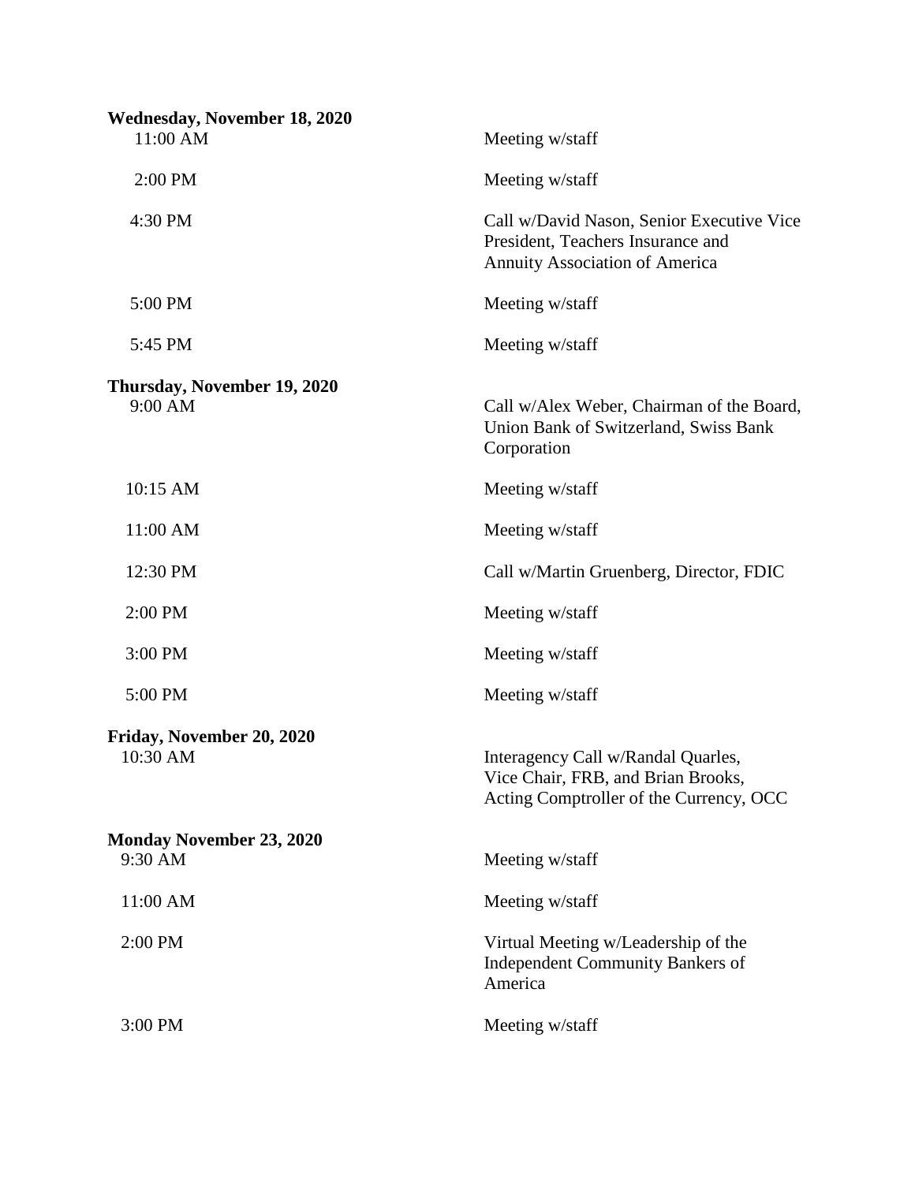**Wednesday, November 18, 2020**

| | |
|---|---|
| 11:00 AM | Meeting w/staff |
| 2:00 PM | Meeting w/staff |
| 4:30 PM | Call w/David Nason, Senior Executive Vice President, Teachers Insurance and Annuity Association of America |
| 5:00 PM | Meeting w/staff |
| 5:45 PM | Meeting w/staff |

**Thursday, November 19, 2020**

| | |
|---|---|
| 9:00 AM | Call w/Alex Weber, Chairman of the Board, Union Bank of Switzerland, Swiss Bank Corporation |
| 10:15 AM | Meeting w/staff |
| 11:00 AM | Meeting w/staff |
| 12:30 PM | Call w/Martin Gruenberg, Director, FDIC |
| 2:00 PM | Meeting w/staff |
| 3:00 PM | Meeting w/staff |
| 5:00 PM | Meeting w/staff |

**Friday, November 20, 2020**

| | |
|---|---|
| 10:30 AM | Interagency Call w/Randal Quarles, Vice Chair, FRB, and Brian Brooks, Acting Comptroller of the Currency, OCC |

**Monday November 23, 2020**

| | |
|---|---|
| 9:30 AM | Meeting w/staff |
| 11:00 AM | Meeting w/staff |
| 2:00 PM | Virtual Meeting w/Leadership of the Independent Community Bankers of America |
| 3:00 PM | Meeting w/staff |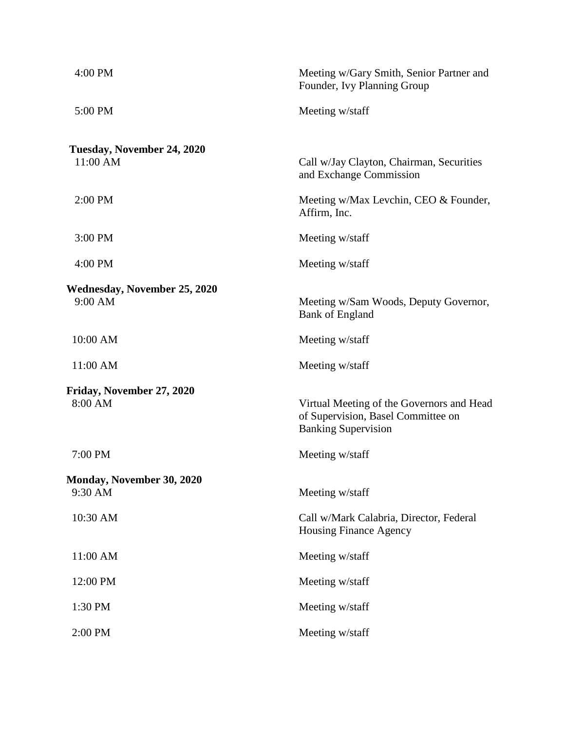| | |
|---|---|
| 4:00 PM | Meeting w/Gary Smith, Senior Partner and Founder, Ivy Planning Group |
| 5:00 PM | Meeting w/staff |

**Tuesday, November 24, 2020**

| | |
|---|---|
| 11:00 AM | Call w/Jay Clayton, Chairman, Securities and Exchange Commission |
| 2:00 PM | Meeting w/Max Levchin, CEO & Founder, Affirm, Inc. |
| 3:00 PM | Meeting w/staff |
| 4:00 PM | Meeting w/staff |

**Wednesday, November 25, 2020**

| | |
|---|---|
| 9:00 AM | Meeting w/Sam Woods, Deputy Governor, Bank of England |
| 10:00 AM | Meeting w/staff |
| 11:00 AM | Meeting w/staff |

**Friday, November 27, 2020**

| | |
|---|---|
| 8:00 AM | Virtual Meeting of the Governors and Head of Supervision, Basel Committee on Banking Supervision |
| 7:00 PM | Meeting w/staff |

**Monday, November 30, 2020**

| | |
|---|---|
| 9:30 AM | Meeting w/staff |
| 10:30 AM | Call w/Mark Calabria, Director, Federal Housing Finance Agency |
| 11:00 AM | Meeting w/staff |
| 12:00 PM | Meeting w/staff |
| 1:30 PM | Meeting w/staff |
| 2:00 PM | Meeting w/staff |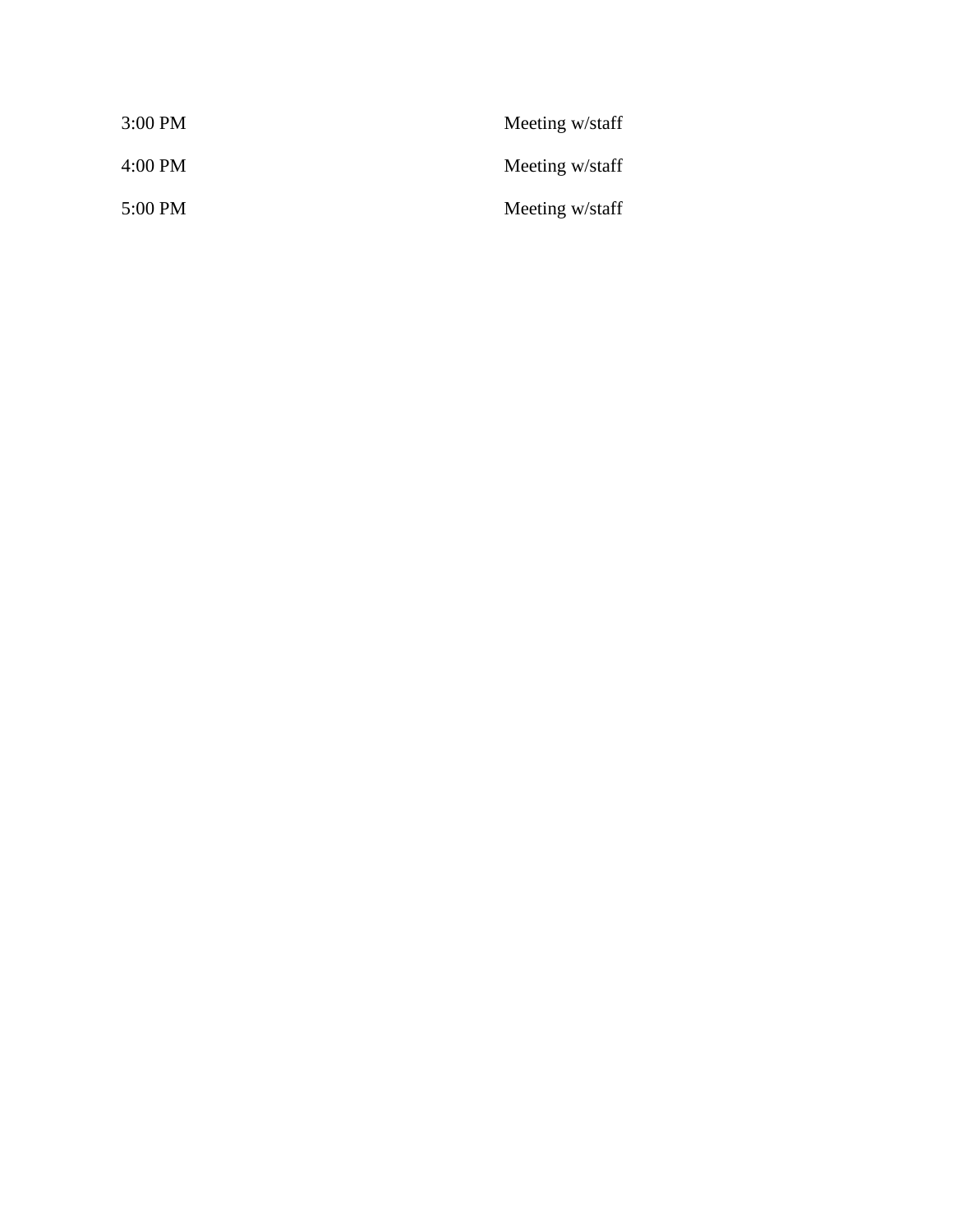| | |
|---|---|
| 3:00 PM | Meeting w/staff |
| 4:00 PM | Meeting w/staff |
| 5:00 PM | Meeting w/staff |